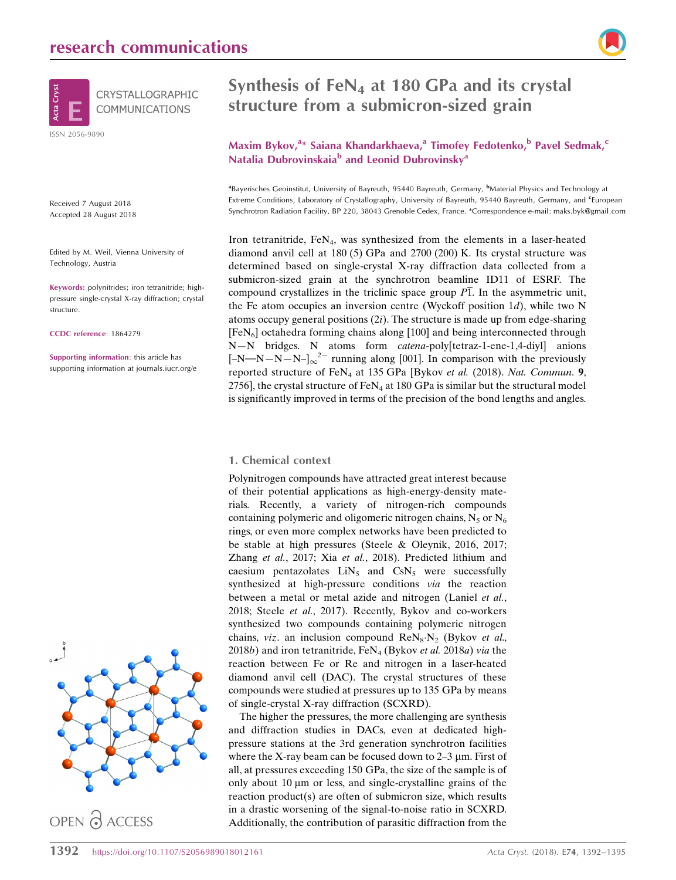# Synthesis of $FeN_4$ at 180 GPa and its crystal structure from a submicron-sized grain

**Maxim Bykov,[a]* Saiana Khandarkhaeva,[a] Timofey Fedotenko,[b] Pavel Sedmak,[c] Natalia Dubrovinskaia[b] and Leonid Dubrovinsky[a]**

[a]Bayerisches Geoinstitut, University of Bayreuth, 95440 Bayreuth, Germany, [b]Material Physics and Technology at Extreme Conditions, Laboratory of Crystallography, University of Bayreuth, 95440 Bayreuth, Germany, and [c]European Synchrotron Radiation Facility, BP 220, 38043 Grenoble Cedex, France. *Correspondence e-mail: maks.byk@gmail.com

Received 7 August 2018
Accepted 28 August 2018

Edited by M. Weil, Vienna University of Technology, Austria

**Keywords:** polynitrides; iron tetranitride; high-pressure single-crystal X-ray diffraction; crystal structure.

**CCDC reference:** 1864279

**Supporting information:** this article has supporting information at journals.iucr.org/e

Iron tetranitride, $FeN_4$, was synthesized from the elements in a laser-heated diamond anvil cell at 180 (5) GPa and 2700 (200) K. Its crystal structure was determined based on single-crystal X-ray diffraction data collected from a submicron-sized grain at the synchrotron beamline ID11 of ESRF. The compound crystallizes in the triclinic space group $P\overline{1}$. In the asymmetric unit, the Fe atom occupies an inversion centre (Wyckoff position 1*d*), while two N atoms occupy general positions (2*i*). The structure is made up from edge-sharing $[FeN_6]$ octahedra forming chains along [100] and being interconnected through N—N bridges. N atoms form *catena*-poly[tetraz-1-ene-1,4-diyl] anions $[\text{–N=N–N–N–}]_\infty^{2-}$ running along [001]. In comparison with the previously reported structure of $FeN_4$ at 135 GPa [Bykov *et al.* (2018). *Nat. Commun.* **9**, 2756], the crystal structure of $FeN_4$ at 180 GPa is similar but the structural model is significantly improved in terms of the precision of the bond lengths and angles.

## 1. Chemical context

Polynitrogen compounds have attracted great interest because of their potential applications as high-energy-density materials. Recently, a variety of nitrogen-rich compounds containing polymeric and oligomeric nitrogen chains, $N_5$ or $N_6$ rings, or even more complex networks have been predicted to be stable at high pressures (Steele & Oleynik, 2016, 2017; Zhang *et al.*, 2017; Xia *et al.*, 2018). Predicted lithium and caesium pentazolates $LiN_5$ and $CsN_5$ were successfully synthesized at high-pressure conditions *via* the reaction between a metal or metal azide and nitrogen (Laniel *et al.*, 2018; Steele *et al.*, 2017). Recently, Bykov and co-workers synthesized two compounds containing polymeric nitrogen chains, *viz*. an inclusion compound $ReN_8{\cdot}N_2$ (Bykov *et al.*, 2018*b*) and iron tetranitride, $FeN_4$ (Bykov *et al.* 2018*a*) *via* the reaction between Fe or Re and nitrogen in a laser-heated diamond anvil cell (DAC). The crystal structures of these compounds were studied at pressures up to 135 GPa by means of single-crystal X-ray diffraction (SCXRD).

The higher the pressures, the more challenging are synthesis and diffraction studies in DACs, even at dedicated high-pressure stations at the 3rd generation synchrotron facilities where the X-ray beam can be focused down to 2–3 µm. First of all, at pressures exceeding 150 GPa, the size of the sample is of only about 10 µm or less, and single-crystalline grains of the reaction product(s) are often of submicron size, which results in a drastic worsening of the signal-to-noise ratio in SCXRD. Additionally, the contribution of parasitic diffraction from the

OPEN ACCESS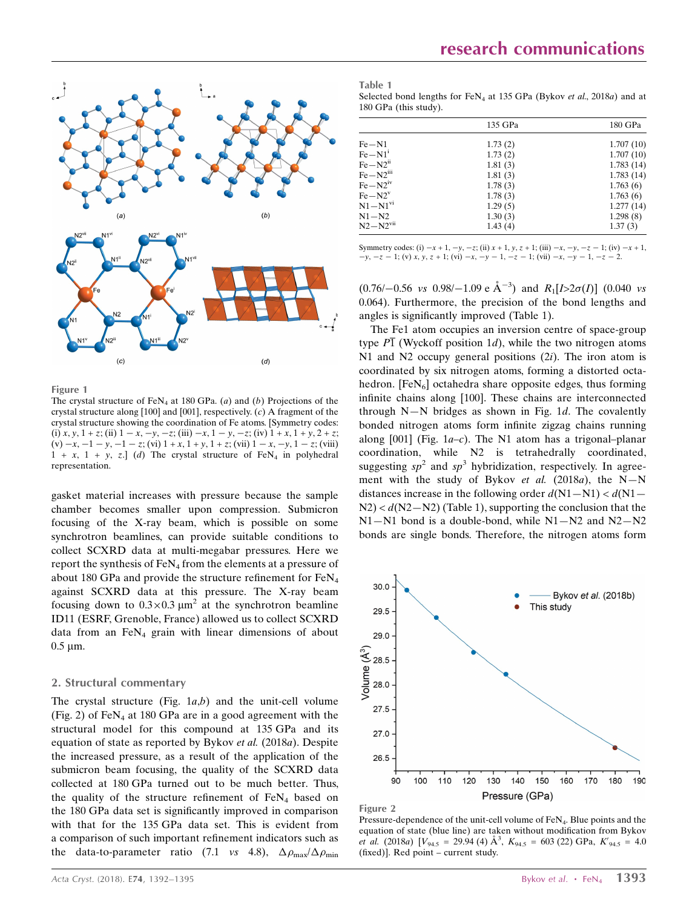Figure 1

The crystal structure of $FeN_4$ at 180 GPa. (*a*) and (*b*) Projections of the crystal structure along [100] and [001], respectively. (*c*) A fragment of the crystal structure showing the coordination of Fe atoms. [Symmetry codes: (i) $x, y, 1 + z$; (ii) $1 - x, -y, -z$; (iii) $-x, 1 - y, -z$; (iv) $1 + x, 1 + y, 2 + z$; (v) $-x, -1 - y, -1 - z$; (vi) $1 + x, 1 + y, 1 + z$; (vii) $1 - x, -y, 1 - z$; (viii) $1 + x, 1 + y, z$.] (*d*) The crystal structure of $FeN_4$ in polyhedral representation.

gasket material increases with pressure because the sample chamber becomes smaller upon compression. Submicron focusing of the X-ray beam, which is possible on some synchrotron beamlines, can provide suitable conditions to collect SCXRD data at multi-megabar pressures. Here we report the synthesis of $FeN_4$ from the elements at a pressure of about 180 GPa and provide the structure refinement for $FeN_4$ against SCXRD data at this pressure. The X-ray beam focusing down to $0.3 \times 0.3\ \mu m^2$ at the synchrotron beamline ID11 (ESRF, Grenoble, France) allowed us to collect SCXRD data from an $FeN_4$ grain with linear dimensions of about 0.5 µm.

## 2. Structural commentary

The crystal structure (Fig. 1*a*,*b*) and the unit-cell volume (Fig. 2) of $FeN_4$ at 180 GPa are in a good agreement with the structural model for this compound at 135 GPa and its equation of state as reported by Bykov *et al.* (2018*a*). Despite the increased pressure, as a result of the application of the submicron beam focusing, the quality of the SCXRD data collected at 180 GPa turned out to be much better. Thus, the quality of the structure refinement of $FeN_4$ based on the 180 GPa data set is significantly improved in comparison with that for the 135 GPa data set. This is evident from a comparison of such important refinement indicators such as the data-to-parameter ratio (7.1 *vs* 4.8), $\Delta\rho_{max}/\Delta\rho_{min}$ (0.76/−0.56 *vs* 0.98/−1.09 e Å$^{-3}$) and $R_1[I>2\sigma(I)]$ (0.040 *vs* 0.064). Furthermore, the precision of the bond lengths and angles is significantly improved (Table 1).

Table 1

Selected bond lengths for $FeN_4$ at 135 GPa (Bykov *et al.*, 2018*a*) and at 180 GPa (this study).

| | 135 GPa | 180 GPa |
|---|---|---|
| Fe—N1 | 1.73 (2) | 1.707 (10) |
| Fe—N1$^{i}$ | 1.73 (2) | 1.707 (10) |
| Fe—N2$^{ii}$ | 1.81 (3) | 1.783 (14) |
| Fe—N2$^{iii}$ | 1.81 (3) | 1.783 (14) |
| Fe—N2$^{iv}$ | 1.78 (3) | 1.763 (6) |
| Fe—N2$^{v}$ | 1.78 (3) | 1.763 (6) |
| N1—N1$^{vi}$ | 1.29 (5) | 1.277 (14) |
| N1—N2 | 1.30 (3) | 1.298 (8) |
| N2—N2$^{vii}$ | 1.43 (4) | 1.37 (3) |

Symmetry codes: (i) $-x + 1, -y, -z$; (ii) $x + 1, y, z + 1$; (iii) $-x, -y, -z - 1$; (iv) $-x + 1, -y, -z - 1$; (v) $x, y, z + 1$; (vi) $-x, -y - 1, -z - 1$; (vii) $-x, -y - 1, -z - 2$.

The Fe1 atom occupies an inversion centre of space-group type $P\overline{1}$ (Wyckoff position 1*d*), while the two nitrogen atoms N1 and N2 occupy general positions (2*i*). The iron atom is coordinated by six nitrogen atoms, forming a distorted octahedron. $[FeN_6]$ octahedra share opposite edges, thus forming infinite chains along [100]. These chains are interconnected through N—N bridges as shown in Fig. 1*d*. The covalently bonded nitrogen atoms form infinite zigzag chains running along [001] (Fig. 1*a*–*c*). The N1 atom has a trigonal–planar coordination, while N2 is tetrahedrally coordinated, suggesting $sp^2$ and $sp^3$ hybridization, respectively. In agreement with the study of Bykov *et al.* (2018*a*), the N—N distances increase in the following order $d$(N1—N1) < $d$(N1—N2) < $d$(N2—N2) (Table 1), supporting the conclusion that the N1—N1 bond is a double-bond, while N1—N2 and N2—N2 bonds are single bonds. Therefore, the nitrogen atoms form

Figure 2

Pressure-dependence of the unit-cell volume of $FeN_4$. Blue points and the equation of state (blue line) are taken without modification from Bykov *et al.* (2018*a*) [$V_{94.5}$ = 29.94 (4) Å$^3$, $K_{94.5}$ = 603 (22) GPa, $K'_{94.5}$ = 4.0 (fixed)]. Red point – current study.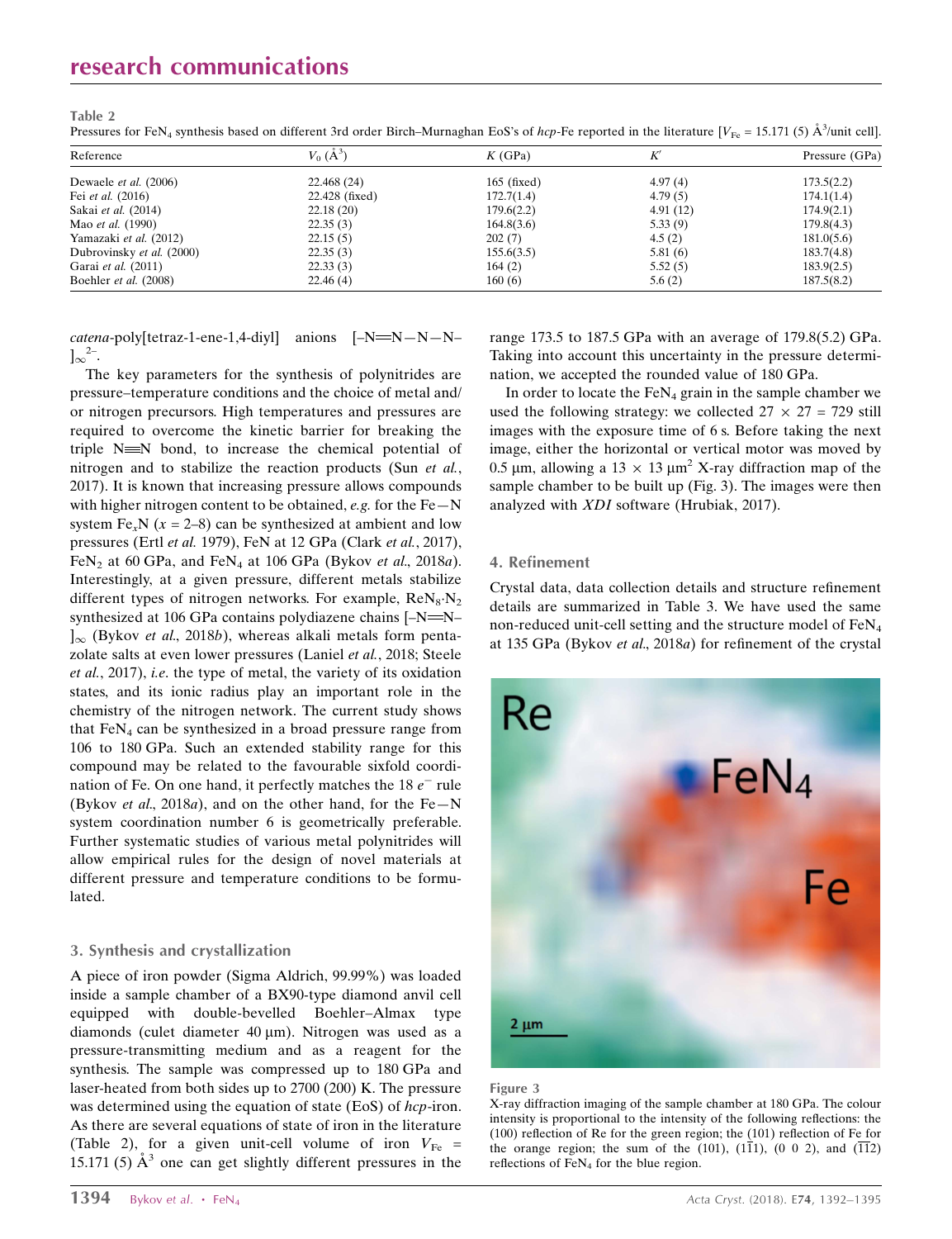**Table 2**
Pressures for $FeN_4$ synthesis based on different 3rd order Birch–Murnaghan EoS's of *hcp*-Fe reported in the literature [$V_{Fe}$ = 15.171 (5) Å$^3$/unit cell].

| Reference | $V_0$ (Å$^3$) | $K$ (GPa) | $K'$ | Pressure (GPa) |
|---|---|---|---|---|
| Dewaele *et al.* (2006) | 22.468 (24) | 165 (fixed) | 4.97 (4) | 173.5(2.2) |
| Fei *et al.* (2016) | 22.428 (fixed) | 172.7(1.4) | 4.79 (5) | 174.1(1.4) |
| Sakai *et al.* (2014) | 22.18 (20) | 179.6(2.2) | 4.91 (12) | 174.9(2.1) |
| Mao *et al.* (1990) | 22.35 (3) | 164.8(3.6) | 5.33 (9) | 179.8(4.3) |
| Yamazaki *et al.* (2012) | 22.15 (5) | 202 (7) | 4.5 (2) | 181.0(5.6) |
| Dubrovinsky *et al.* (2000) | 22.35 (3) | 155.6(3.5) | 5.81 (6) | 183.7(4.8) |
| Garai *et al.* (2011) | 22.33 (3) | 164 (2) | 5.52 (5) | 183.9(2.5) |
| Boehler *et al.* (2008) | 22.46 (4) | 160 (6) | 5.6 (2) | 187.5(8.2) |

*catena*-poly[tetraz-1-ene-1,4-diyl] anions [–N=N–N–N–]$_\infty^{2-}$.

The key parameters for the synthesis of polynitrides are pressure–temperature conditions and the choice of metal and/or nitrogen precursors. High temperatures and pressures are required to overcome the kinetic barrier for breaking the triple N≡N bond, to increase the chemical potential of nitrogen and to stabilize the reaction products (Sun *et al.*, 2017). It is known that increasing pressure allows compounds with higher nitrogen content to be obtained, *e.g.* for the Fe—N system $Fe_xN$ ($x$ = 2–8) can be synthesized at ambient and low pressures (Ertl *et al.* 1979), FeN at 12 GPa (Clark *et al.*, 2017), $FeN_2$ at 60 GPa, and $FeN_4$ at 106 GPa (Bykov *et al.*, 2018*a*). Interestingly, at a given pressure, different metals stabilize different types of nitrogen networks. For example, $ReN_8 \cdot N_2$ synthesized at 106 GPa contains polydiazene chains [–N=N–]$_\infty$ (Bykov *et al.*, 2018*b*), whereas alkali metals form pentazolate salts at even lower pressures (Laniel *et al.*, 2018; Steele *et al.*, 2017), *i.e.* the type of metal, the variety of its oxidation states, and its ionic radius play an important role in the chemistry of the nitrogen network. The current study shows that $FeN_4$ can be synthesized in a broad pressure range from 106 to 180 GPa. Such an extended stability range for this compound may be related to the favourable sixfold coordination of Fe. On one hand, it perfectly matches the 18 $e^-$ rule (Bykov *et al.*, 2018*a*), and on the other hand, for the Fe—N system coordination number 6 is geometrically preferable. Further systematic studies of various metal polynitrides will allow empirical rules for the design of novel materials at different pressure and temperature conditions to be formulated.

## 3. Synthesis and crystallization

A piece of iron powder (Sigma Aldrich, 99.99%) was loaded inside a sample chamber of a BX90-type diamond anvil cell equipped with double-bevelled Boehler–Almax type diamonds (culet diameter 40 µm). Nitrogen was used as a pressure-transmitting medium and as a reagent for the synthesis. The sample was compressed up to 180 GPa and laser-heated from both sides up to 2700 (200) K. The pressure was determined using the equation of state (EoS) of *hcp*-iron. As there are several equations of state of iron in the literature (Table 2), for a given unit-cell volume of iron $V_{Fe}$ = 15.171 (5) Å$^3$ one can get slightly different pressures in the range 173.5 to 187.5 GPa with an average of 179.8(5.2) GPa. Taking into account this uncertainty in the pressure determination, we accepted the rounded value of 180 GPa.

In order to locate the $FeN_4$ grain in the sample chamber we used the following strategy: we collected 27 × 27 = 729 still images with the exposure time of 6 s. Before taking the next image, either the horizontal or vertical motor was moved by 0.5 µm, allowing a 13 × 13 µm$^2$ X-ray diffraction map of the sample chamber to be built up (Fig. 3). The images were then analyzed with *XDI* software (Hrubiak, 2017).

## 4. Refinement

Crystal data, data collection details and structure refinement details are summarized in Table 3. We have used the same non-reduced unit-cell setting and the structure model of $FeN_4$ at 135 GPa (Bykov *et al.*, 2018*a*) for refinement of the crystal

**Figure 3**
X-ray diffraction imaging of the sample chamber at 180 GPa. The colour intensity is proportional to the intensity of the following reflections: the (100) reflection of Re for the green region; the (101) reflection of Fe for the orange region; the sum of the (101), $(1\bar{1}1)$, (0 0 2), and $(\overline{11}2)$ reflections of $FeN_4$ for the blue region.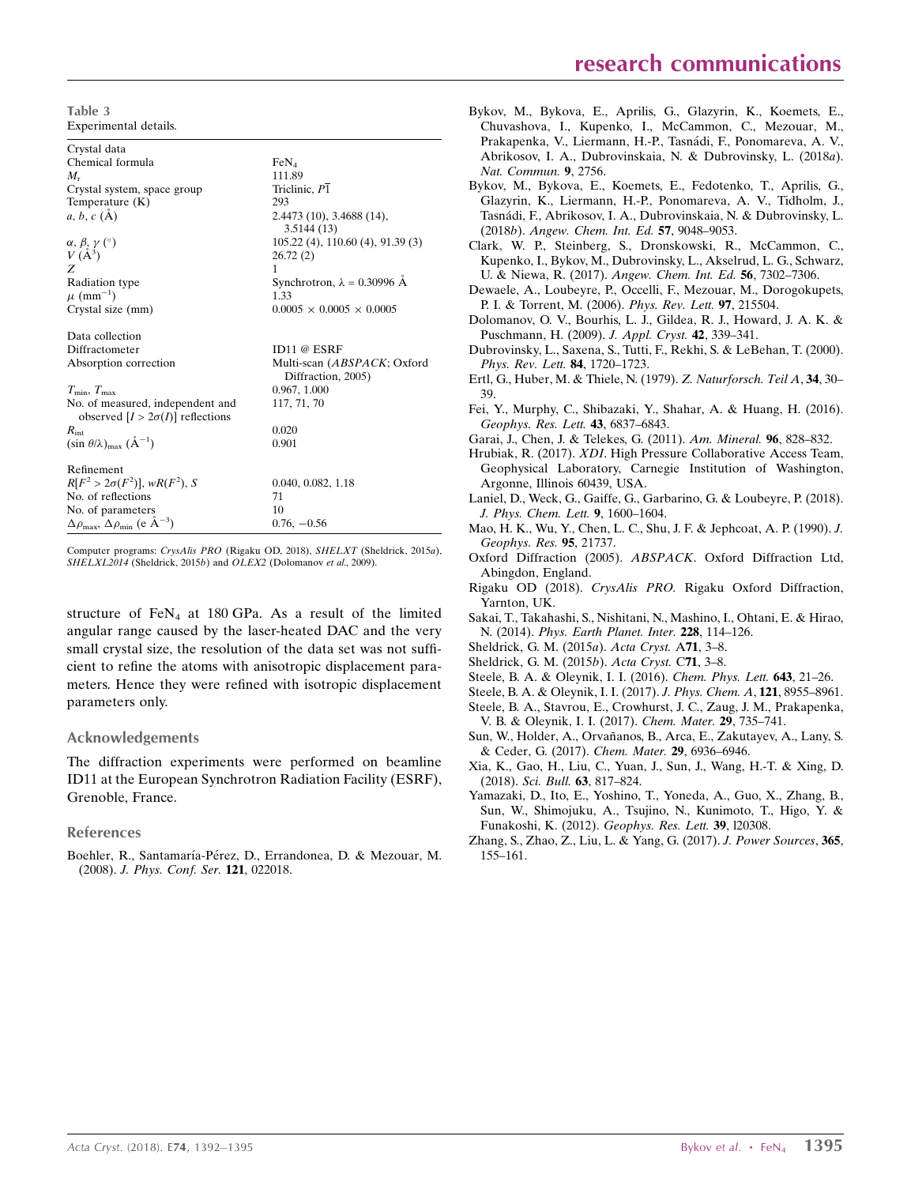**Table 3**
Experimental details.

| | |
|---|---|
| Crystal data | |
| Chemical formula | $FeN_4$ |
| $M_r$ | 111.89 |
| Crystal system, space group | Triclinic, $P\overline{1}$ |
| Temperature (K) | 293 |
| $a, b, c$ (Å) | 2.4473 (10), 3.4688 (14), 3.5144 (13) |
| $\alpha, \beta, \gamma$ (°) | 105.22 (4), 110.60 (4), 91.39 (3) |
| $V$ (Å$^3$) | 26.72 (2) |
| $Z$ | 1 |
| Radiation type | Synchrotron, $\lambda$ = 0.30996 Å |
| $\mu$ (mm$^{-1}$) | 1.33 |
| Crystal size (mm) | 0.0005 × 0.0005 × 0.0005 |
| Data collection | |
| Diffractometer | ID11 @ ESRF |
| Absorption correction | Multi-scan (*ABSPACK*; Oxford Diffraction, 2005) |
| $T_{min}$, $T_{max}$ | 0.967, 1.000 |
| No. of measured, independent and observed [$I > 2\sigma(I)$] reflections | 117, 71, 70 |
| $R_{int}$ | 0.020 |
| $(\sin \theta/\lambda)_{max}$ (Å$^{-1}$) | 0.901 |
| Refinement | |
| $R[F^2 > 2\sigma(F^2)]$, $wR(F^2)$, $S$ | 0.040, 0.082, 1.18 |
| No. of reflections | 71 |
| No. of parameters | 10 |
| $\Delta\rho_{max}$, $\Delta\rho_{min}$ (e Å$^{-3}$) | 0.76, −0.56 |

Computer programs: *CrysAlis PRO* (Rigaku OD, 2018), *SHELXT* (Sheldrick, 2015*a*), *SHELXL2014* (Sheldrick, 2015*b*) and *OLEX2* (Dolomanov *et al.*, 2009).

structure of $FeN_4$ at 180 GPa. As a result of the limited angular range caused by the laser-heated DAC and the very small crystal size, the resolution of the data set was not sufficient to refine the atoms with anisotropic displacement parameters. Hence they were refined with isotropic displacement parameters only.

## Acknowledgements

The diffraction experiments were performed on beamline ID11 at the European Synchrotron Radiation Facility (ESRF), Grenoble, France.

## References

Boehler, R., Santamaría-Pérez, D., Errandonea, D. & Mezouar, M. (2008). *J. Phys. Conf. Ser.* **121**, 022018.

Bykov, M., Bykova, E., Aprilis, G., Glazyrin, K., Koemets, E., Chuvashova, I., Kupenko, I., McCammon, C., Mezouar, M., Prakapenka, V., Liermann, H.-P., Tasnádi, F., Ponomareva, A. V., Abrikosov, I. A., Dubrovinskaia, N. & Dubrovinsky, L. (2018*a*). *Nat. Commun.* **9**, 2756.

Bykov, M., Bykova, E., Koemets, E., Fedotenko, T., Aprilis, G., Glazyrin, K., Liermann, H.-P., Ponomareva, A. V., Tidholm, J., Tasnádi, F., Abrikosov, I. A., Dubrovinskaia, N. & Dubrovinsky, L. (2018*b*). *Angew. Chem. Int. Ed.* **57**, 9048–9053.

Clark, W. P., Steinberg, S., Dronskowski, R., McCammon, C., Kupenko, I., Bykov, M., Dubrovinsky, L., Akselrud, L. G., Schwarz, U. & Niewa, R. (2017). *Angew. Chem. Int. Ed.* **56**, 7302–7306.

Dewaele, A., Loubeyre, P., Occelli, F., Mezouar, M., Dorogokupets, P. I. & Torrent, M. (2006). *Phys. Rev. Lett.* **97**, 215504.

Dolomanov, O. V., Bourhis, L. J., Gildea, R. J., Howard, J. A. K. & Puschmann, H. (2009). *J. Appl. Cryst.* **42**, 339–341.

Dubrovinsky, L., Saxena, S., Tutti, F., Rekhi, S. & LeBehan, T. (2000). *Phys. Rev. Lett.* **84**, 1720–1723.

Ertl, G., Huber, M. & Thiele, N. (1979). *Z. Naturforsch. Teil A*, **34**, 30–39.

Fei, Y., Murphy, C., Shibazaki, Y., Shahar, A. & Huang, H. (2016). *Geophys. Res. Lett.* **43**, 6837–6843.

Garai, J., Chen, J. & Telekes, G. (2011). *Am. Mineral.* **96**, 828–832.

Hrubiak, R. (2017). *XDI*. High Pressure Collaborative Access Team, Geophysical Laboratory, Carnegie Institution of Washington, Argonne, Illinois 60439, USA.

Laniel, D., Weck, G., Gaiffe, G., Garbarino, G. & Loubeyre, P. (2018). *J. Phys. Chem. Lett.* **9**, 1600–1604.

Mao, H. K., Wu, Y., Chen, L. C., Shu, J. F. & Jephcoat, A. P. (1990). *J. Geophys. Res.* **95**, 21737.

Oxford Diffraction (2005). *ABSPACK*. Oxford Diffraction Ltd, Abingdon, England.

Rigaku OD (2018). *CrysAlis PRO*. Rigaku Oxford Diffraction, Yarnton, UK.

Sakai, T., Takahashi, S., Nishitani, N., Mashino, I., Ohtani, E. & Hirao, N. (2014). *Phys. Earth Planet. Inter.* **228**, 114–126.

Sheldrick, G. M. (2015*a*). *Acta Cryst.* A**71**, 3–8.

Sheldrick, G. M. (2015*b*). *Acta Cryst.* C**71**, 3–8.

Steele, B. A. & Oleynik, I. I. (2016). *Chem. Phys. Lett.* **643**, 21–26.

Steele, B. A. & Oleynik, I. I. (2017). *J. Phys. Chem. A*, **121**, 8955–8961.

Steele, B. A., Stavrou, E., Crowhurst, J. C., Zaug, J. M., Prakapenka, V. B. & Oleynik, I. I. (2017). *Chem. Mater.* **29**, 735–741.

Sun, W., Holder, A., Orvañanos, B., Arca, E., Zakutayev, A., Lany, S. & Ceder, G. (2017). *Chem. Mater.* **29**, 6936–6946.

Xia, K., Gao, H., Liu, C., Yuan, J., Sun, J., Wang, H.-T. & Xing, D. (2018). *Sci. Bull.* **63**, 817–824.

Yamazaki, D., Ito, E., Yoshino, T., Yoneda, A., Guo, X., Zhang, B., Sun, W., Shimojuku, A., Tsujino, N., Kunimoto, T., Higo, Y. & Funakoshi, K. (2012). *Geophys. Res. Lett.* **39**, l20308.

Zhang, S., Zhao, Z., Liu, L. & Yang, G. (2017). *J. Power Sources*, **365**, 155–161.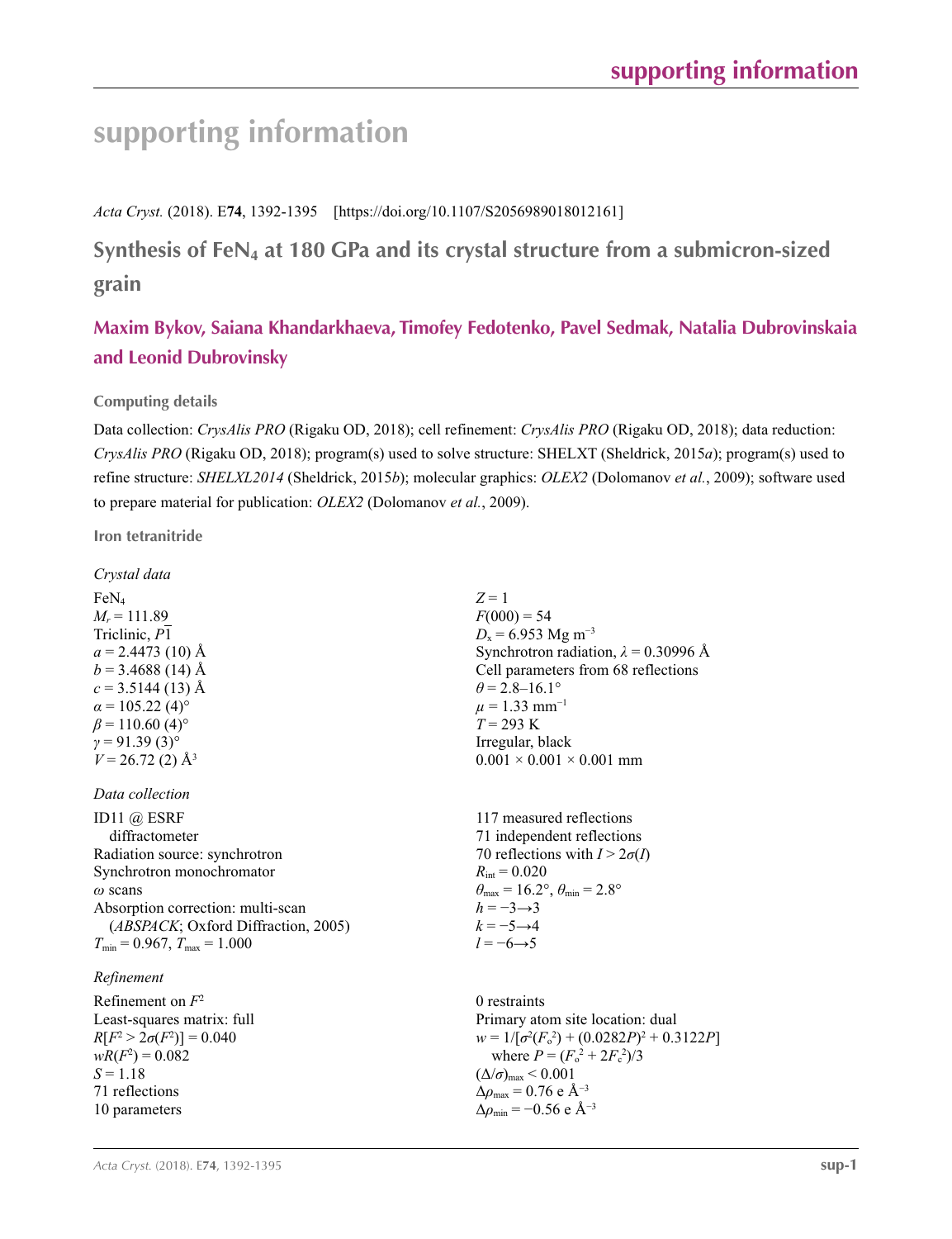# supporting information

*Acta Cryst.* (2018). E**74**, 1392-1395 [https://doi.org/10.1107/S2056989018012161]

## Synthesis of $FeN_4$ at 180 GPa and its crystal structure from a submicron-sized grain

**Maxim Bykov, Saiana Khandarkhaeva, Timofey Fedotenko, Pavel Sedmak, Natalia Dubrovinskaia and Leonid Dubrovinsky**

### Computing details

Data collection: *CrysAlis PRO* (Rigaku OD, 2018); cell refinement: *CrysAlis PRO* (Rigaku OD, 2018); data reduction: *CrysAlis PRO* (Rigaku OD, 2018); program(s) used to solve structure: SHELXT (Sheldrick, 2015*a*); program(s) used to refine structure: *SHELXL2014* (Sheldrick, 2015*b*); molecular graphics: *OLEX2* (Dolomanov *et al.*, 2009); software used to prepare material for publication: *OLEX2* (Dolomanov *et al.*, 2009).

### Iron tetranitride

*Crystal data*

$FeN_4$
$M_r$ = 111.89
Triclinic, $P\overline{1}$
$a$ = 2.4473 (10) Å
$b$ = 3.4688 (14) Å
$c$ = 3.5144 (13) Å
$\alpha$ = 105.22 (4)°
$\beta$ = 110.60 (4)°
$\gamma$ = 91.39 (3)°
$V$ = 26.72 (2) Å$^3$
$Z$ = 1
$F$(000) = 54
$D_x$ = 6.953 Mg m$^{-3}$
Synchrotron radiation, $\lambda$ = 0.30996 Å
Cell parameters from 68 reflections
$\theta$ = 2.8–16.1°
$\mu$ = 1.33 mm$^{-1}$
$T$ = 293 K
Irregular, black
0.001 × 0.001 × 0.001 mm

*Data collection*

ID11 @ ESRF diffractometer
Radiation source: synchrotron
Synchrotron monochromator
$\omega$ scans
Absorption correction: multi-scan (*ABSPACK*; Oxford Diffraction, 2005)
$T_{min}$ = 0.967, $T_{max}$ = 1.000
117 measured reflections
71 independent reflections
70 reflections with $I > 2\sigma(I)$
$R_{int}$ = 0.020
$\theta_{max}$ = 16.2°, $\theta_{min}$ = 2.8°
$h$ = −3→3
$k$ = −5→4
$l$ = −6→5

*Refinement*

Refinement on $F^2$
Least-squares matrix: full
$R[F^2 > 2\sigma(F^2)]$ = 0.040
$wR(F^2)$ = 0.082
$S$ = 1.18
71 reflections
10 parameters
0 restraints
Primary atom site location: dual
$w = 1/[\sigma^2(F_o^2) + (0.0282P)^2 + 0.3122P]$ where $P = (F_o^2 + 2F_c^2)/3$
$(\Delta/\sigma)_{max}$ < 0.001
$\Delta\rho_{max}$ = 0.76 e Å$^{-3}$
$\Delta\rho_{min}$ = −0.56 e Å$^{-3}$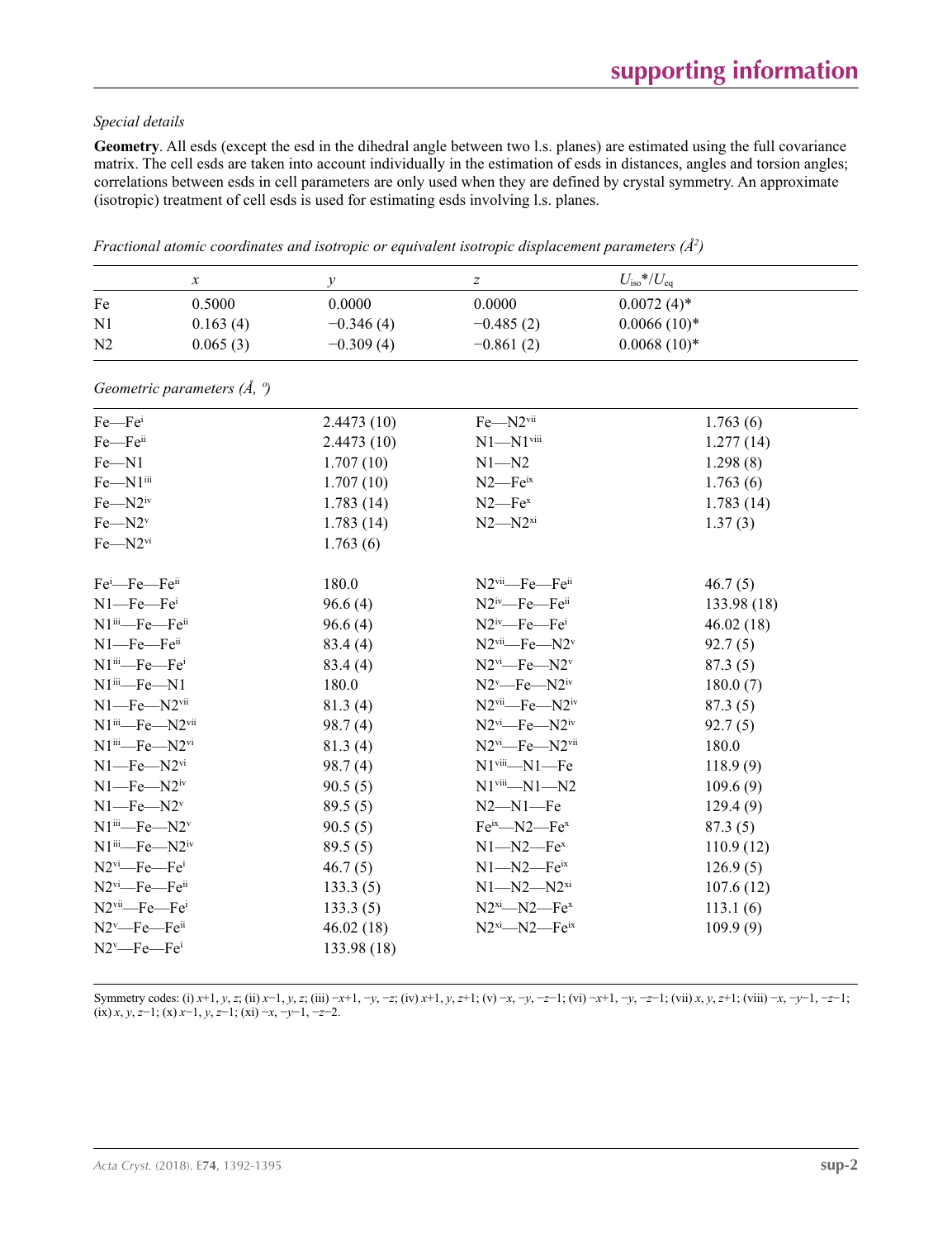*Special details*

**Geometry**. All esds (except the esd in the dihedral angle between two l.s. planes) are estimated using the full covariance matrix. The cell esds are taken into account individually in the estimation of esds in distances, angles and torsion angles; correlations between esds in cell parameters are only used when they are defined by crystal symmetry. An approximate (isotropic) treatment of cell esds is used for estimating esds involving l.s. planes.

*Fractional atomic coordinates and isotropic or equivalent isotropic displacement parameters (Å$^2$)*

| | $x$ | $y$ | $z$ | $U_{iso}$*/$U_{eq}$ |
|---|---|---|---|---|
| Fe | 0.5000 | 0.0000 | 0.0000 | 0.0072 (4)* |
| N1 | 0.163 (4) | −0.346 (4) | −0.485 (2) | 0.0066 (10)* |
| N2 | 0.065 (3) | −0.309 (4) | −0.861 (2) | 0.0068 (10)* |

*Geometric parameters (Å, º)*

| | | | |
|---|---|---|---|
| Fe—Fe$^{i}$ | 2.4473 (10) | Fe—N2$^{vii}$ | 1.763 (6) |
| Fe—Fe$^{ii}$ | 2.4473 (10) | N1—N1$^{viii}$ | 1.277 (14) |
| Fe—N1 | 1.707 (10) | N1—N2 | 1.298 (8) |
| Fe—N1$^{iii}$ | 1.707 (10) | N2—Fe$^{ix}$ | 1.763 (6) |
| Fe—N2$^{iv}$ | 1.783 (14) | N2—Fe$^{x}$ | 1.783 (14) |
| Fe—N2$^{v}$ | 1.783 (14) | N2—N2$^{xi}$ | 1.37 (3) |
| Fe—N2$^{vi}$ | 1.763 (6) | | |
| | | | |
| Fe$^{i}$—Fe—Fe$^{ii}$ | 180.0 | N2$^{vii}$—Fe—Fe$^{ii}$ | 46.7 (5) |
| N1—Fe—Fe$^{i}$ | 96.6 (4) | N2$^{iv}$—Fe—Fe$^{ii}$ | 133.98 (18) |
| N1$^{iii}$—Fe—Fe$^{ii}$ | 96.6 (4) | N2$^{iv}$—Fe—Fe$^{i}$ | 46.02 (18) |
| N1—Fe—Fe$^{ii}$ | 83.4 (4) | N2$^{vii}$—Fe—N2$^{v}$ | 92.7 (5) |
| N1$^{iii}$—Fe—Fe$^{i}$ | 83.4 (4) | N2$^{vi}$—Fe—N2$^{v}$ | 87.3 (5) |
| N1$^{iii}$—Fe—N1 | 180.0 | N2$^{v}$—Fe—N2$^{iv}$ | 180.0 (7) |
| N1—Fe—N2$^{vii}$ | 81.3 (4) | N2$^{vii}$—Fe—N2$^{iv}$ | 87.3 (5) |
| N1$^{iii}$—Fe—N2$^{vii}$ | 98.7 (4) | N2$^{vi}$—Fe—N2$^{iv}$ | 92.7 (5) |
| N1$^{iii}$—Fe—N2$^{vi}$ | 81.3 (4) | N2$^{vi}$—Fe—N2$^{vii}$ | 180.0 |
| N1—Fe—N2$^{vi}$ | 98.7 (4) | N1$^{viii}$—N1—Fe | 118.9 (9) |
| N1—Fe—N2$^{iv}$ | 90.5 (5) | N1$^{viii}$—N1—N2 | 109.6 (9) |
| N1—Fe—N2$^{v}$ | 89.5 (5) | N2—N1—Fe | 129.4 (9) |
| N1$^{iii}$—Fe—N2$^{v}$ | 90.5 (5) | Fe$^{ix}$—N2—Fe$^{x}$ | 87.3 (5) |
| N1$^{iii}$—Fe—N2$^{iv}$ | 89.5 (5) | N1—N2—Fe$^{x}$ | 110.9 (12) |
| N2$^{vi}$—Fe—Fe$^{i}$ | 46.7 (5) | N1—N2—Fe$^{ix}$ | 126.9 (5) |
| N2$^{vi}$—Fe—Fe$^{ii}$ | 133.3 (5) | N1—N2—N2$^{xi}$ | 107.6 (12) |
| N2$^{vii}$—Fe—Fe$^{i}$ | 133.3 (5) | N2$^{xi}$—N2—Fe$^{x}$ | 113.1 (6) |
| N2$^{v}$—Fe—Fe$^{ii}$ | 46.02 (18) | N2$^{xi}$—N2—Fe$^{ix}$ | 109.9 (9) |
| N2$^{v}$—Fe—Fe$^{i}$ | 133.98 (18) | | |

Symmetry codes: (i) $x+1, y, z$; (ii) $x-1, y, z$; (iii) $-x+1, -y, -z$; (iv) $x+1, y, z+1$; (v) $-x, -y, -z-1$; (vi) $-x+1, -y, -z-1$; (vii) $x, y, z+1$; (viii) $-x, -y-1, -z-1$; (ix) $x, y, z-1$; (x) $x-1, y, z-1$; (xi) $-x, -y-1, -z-2$.